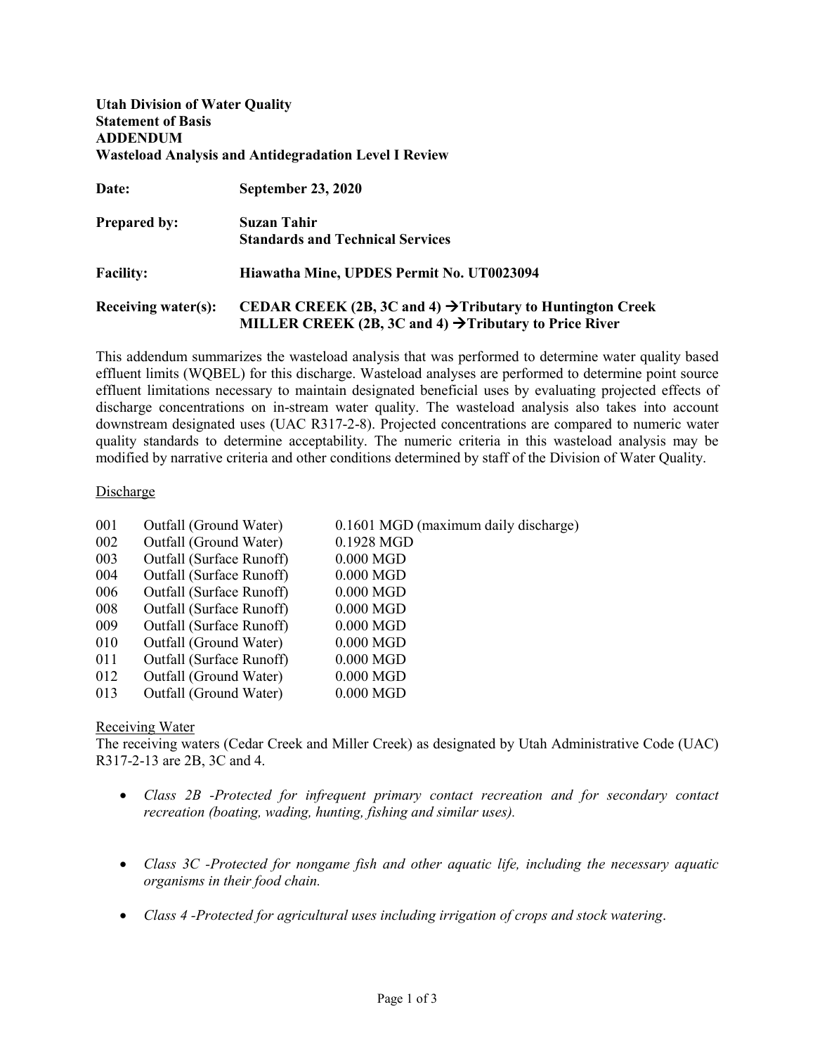**Utah Division of Water Quality**
**Statement of Basis**
**ADDENDUM**
**Wasteload Analysis and Antidegradation Level I Review**

| | |
|---|---|
| **Date:** | **September 23, 2020** |
| **Prepared by:** | **Suzan Tahir**<br>**Standards and Technical Services** |
| **Facility:** | **Hiawatha Mine, UPDES Permit No. UT0023094** |
| **Receiving water(s):** | **CEDAR CREEK (2B, 3C and 4) →Tributary to Huntington Creek**<br>**MILLER CREEK (2B, 3C and 4) →Tributary to Price River** |

This addendum summarizes the wasteload analysis that was performed to determine water quality based effluent limits (WQBEL) for this discharge. Wasteload analyses are performed to determine point source effluent limitations necessary to maintain designated beneficial uses by evaluating projected effects of discharge concentrations on in-stream water quality. The wasteload analysis also takes into account downstream designated uses (UAC R317-2-8). Projected concentrations are compared to numeric water quality standards to determine acceptability. The numeric criteria in this wasteload analysis may be modified by narrative criteria and other conditions determined by staff of the Division of Water Quality.

Discharge

| | | |
|---|---|---|
| 001 | Outfall (Ground Water) | 0.1601 MGD (maximum daily discharge) |
| 002 | Outfall (Ground Water) | 0.1928 MGD |
| 003 | Outfall (Surface Runoff) | 0.000 MGD |
| 004 | Outfall (Surface Runoff) | 0.000 MGD |
| 006 | Outfall (Surface Runoff) | 0.000 MGD |
| 008 | Outfall (Surface Runoff) | 0.000 MGD |
| 009 | Outfall (Surface Runoff) | 0.000 MGD |
| 010 | Outfall (Ground Water) | 0.000 MGD |
| 011 | Outfall (Surface Runoff) | 0.000 MGD |
| 012 | Outfall (Ground Water) | 0.000 MGD |
| 013 | Outfall (Ground Water) | 0.000 MGD |

Receiving Water

The receiving waters (Cedar Creek and Miller Creek) as designated by Utah Administrative Code (UAC) R317-2-13 are 2B, 3C and 4.

- *Class 2B -Protected for infrequent primary contact recreation and for secondary contact recreation (boating, wading, hunting, fishing and similar uses).*

- *Class 3C -Protected for nongame fish and other aquatic life, including the necessary aquatic organisms in their food chain.*

- *Class 4 -Protected for agricultural uses including irrigation of crops and stock watering.*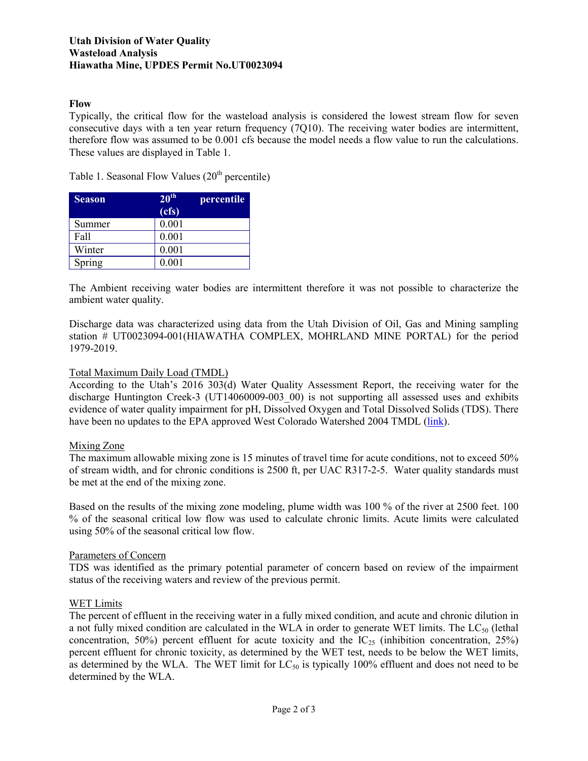**Utah Division of Water Quality**
**Wasteload Analysis**
**Hiawatha Mine, UPDES Permit No.UT0023094**

**Flow**

Typically, the critical flow for the wasteload analysis is considered the lowest stream flow for seven consecutive days with a ten year return frequency (7Q10). The receiving water bodies are intermittent, therefore flow was assumed to be 0.001 cfs because the model needs a flow value to run the calculations. These values are displayed in Table 1.

Table 1. Seasonal Flow Values (20th percentile)

| Season | 20th percentile (cfs) |
|---|---|
| Summer | 0.001 |
| Fall | 0.001 |
| Winter | 0.001 |
| Spring | 0.001 |

The Ambient receiving water bodies are intermittent therefore it was not possible to characterize the ambient water quality.

Discharge data was characterized using data from the Utah Division of Oil, Gas and Mining sampling station # UT0023094-001(HIAWATHA COMPLEX, MOHRLAND MINE PORTAL) for the period 1979-2019.

Total Maximum Daily Load (TMDL)

According to the Utah's 2016 303(d) Water Quality Assessment Report, the receiving water for the discharge Huntington Creek-3 (UT14060009-003_00) is not supporting all assessed uses and exhibits evidence of water quality impairment for pH, Dissolved Oxygen and Total Dissolved Solids (TDS). There have been no updates to the EPA approved West Colorado Watershed 2004 TMDL (link).

Mixing Zone

The maximum allowable mixing zone is 15 minutes of travel time for acute conditions, not to exceed 50% of stream width, and for chronic conditions is 2500 ft, per UAC R317-2-5. Water quality standards must be met at the end of the mixing zone.

Based on the results of the mixing zone modeling, plume width was 100 % of the river at 2500 feet. 100 % of the seasonal critical low flow was used to calculate chronic limits. Acute limits were calculated using 50% of the seasonal critical low flow.

Parameters of Concern

TDS was identified as the primary potential parameter of concern based on review of the impairment status of the receiving waters and review of the previous permit.

WET Limits

The percent of effluent in the receiving water in a fully mixed condition, and acute and chronic dilution in a not fully mixed condition are calculated in the WLA in order to generate WET limits. The $LC_{50}$ (lethal concentration, 50%) percent effluent for acute toxicity and the $IC_{25}$ (inhibition concentration, 25%) percent effluent for chronic toxicity, as determined by the WET test, needs to be below the WET limits, as determined by the WLA. The WET limit for $LC_{50}$ is typically 100% effluent and does not need to be determined by the WLA.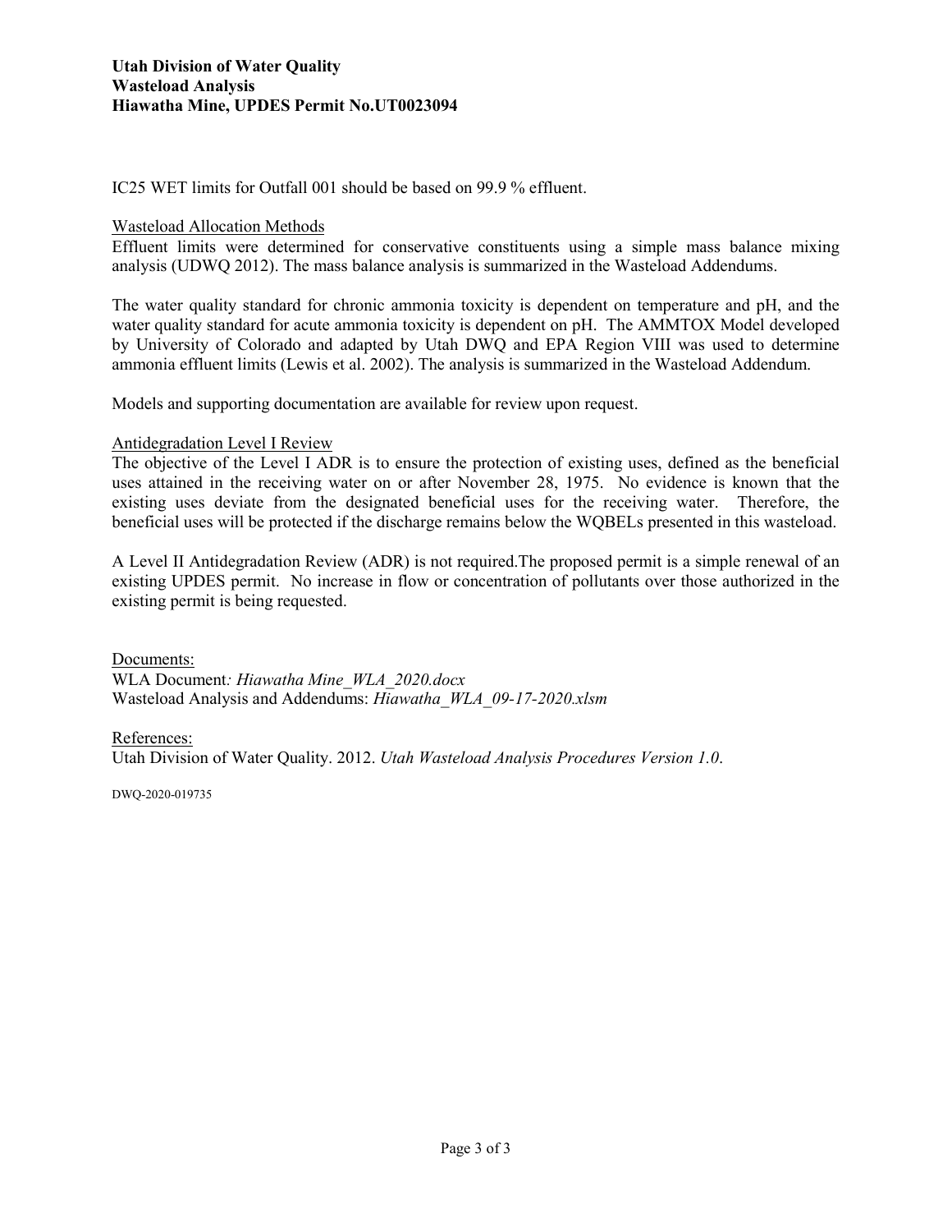IC25 WET limits for Outfall 001 should be based on 99.9 % effluent.

Wasteload Allocation Methods

Effluent limits were determined for conservative constituents using a simple mass balance mixing analysis (UDWQ 2012). The mass balance analysis is summarized in the Wasteload Addendums.

The water quality standard for chronic ammonia toxicity is dependent on temperature and pH, and the water quality standard for acute ammonia toxicity is dependent on pH. The AMMTOX Model developed by University of Colorado and adapted by Utah DWQ and EPA Region VIII was used to determine ammonia effluent limits (Lewis et al. 2002). The analysis is summarized in the Wasteload Addendum.

Models and supporting documentation are available for review upon request.

Antidegradation Level I Review

The objective of the Level I ADR is to ensure the protection of existing uses, defined as the beneficial uses attained in the receiving water on or after November 28, 1975. No evidence is known that the existing uses deviate from the designated beneficial uses for the receiving water. Therefore, the beneficial uses will be protected if the discharge remains below the WQBELs presented in this wasteload.

A Level II Antidegradation Review (ADR) is not required.The proposed permit is a simple renewal of an existing UPDES permit. No increase in flow or concentration of pollutants over those authorized in the existing permit is being requested.

Documents:
WLA Document*: Hiawatha Mine_WLA_2020.docx*
Wasteload Analysis and Addendums: *Hiawatha_WLA_09-17-2020.xlsm*

References:
Utah Division of Water Quality. 2012. *Utah Wasteload Analysis Procedures Version 1.0*.

DWQ-2020-019735